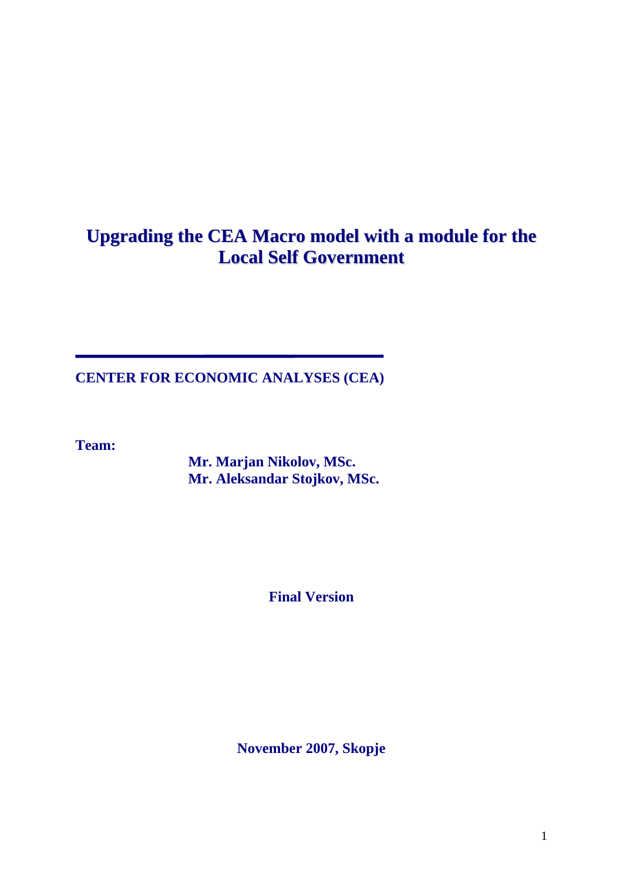# Upgrading the CEA Macro model with a module for the Local Self Government

**CENTER FOR ECONOMIC ANALYSES (CEA)**

**Team:**

**Mr. Marjan Nikolov, MSc.**
**Mr. Aleksandar Stojkov, MSc.**

**Final Version**

**November 2007, Skopje**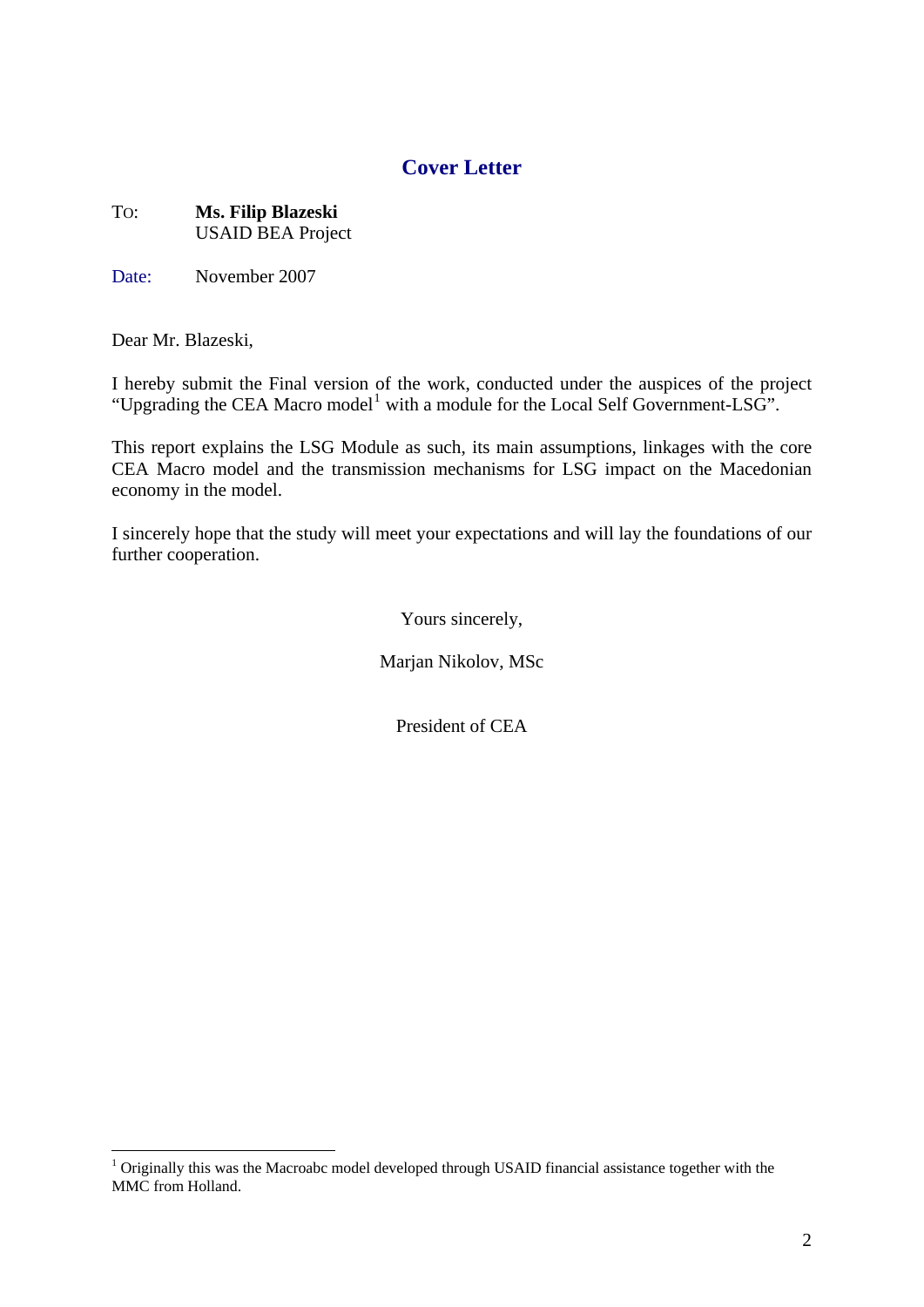# Cover Letter

TO: **Ms. Filip Blazeski**
USAID BEA Project

Date: November 2007

Dear Mr. Blazeski,

I hereby submit the Final version of the work, conducted under the auspices of the project "Upgrading the CEA Macro model[1] with a module for the Local Self Government-LSG".

This report explains the LSG Module as such, its main assumptions, linkages with the core CEA Macro model and the transmission mechanisms for LSG impact on the Macedonian economy in the model.

I sincerely hope that the study will meet your expectations and will lay the foundations of our further cooperation.

Yours sincerely,

Marjan Nikolov, MSc

President of CEA

---

[1] Originally this was the Macroabc model developed through USAID financial assistance together with the MMC from Holland.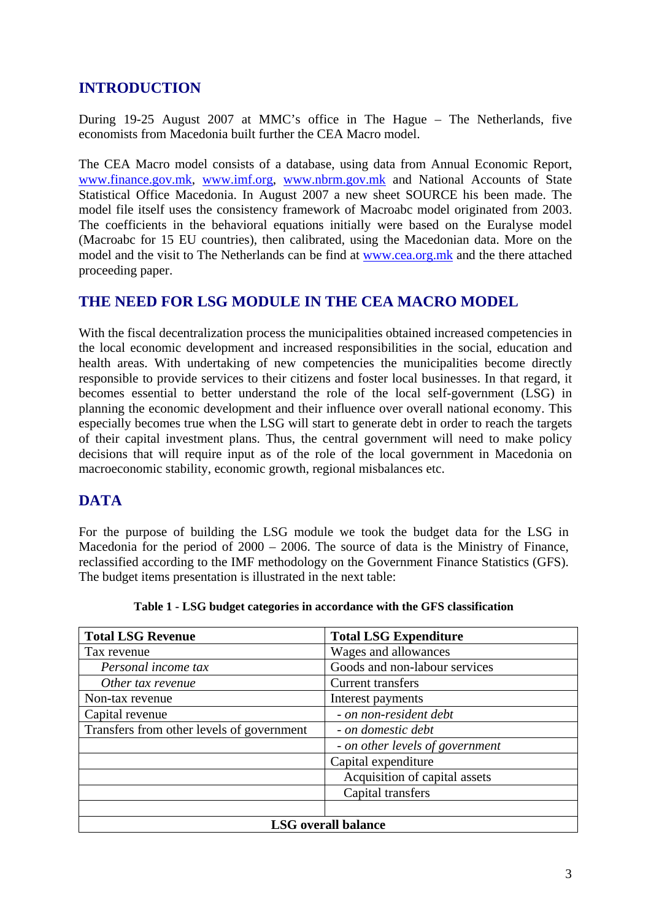## INTRODUCTION

During 19-25 August 2007 at MMC's office in The Hague – The Netherlands, five economists from Macedonia built further the CEA Macro model.

The CEA Macro model consists of a database, using data from Annual Economic Report, www.finance.gov.mk, www.imf.org, www.nbrm.gov.mk and National Accounts of State Statistical Office Macedonia. In August 2007 a new sheet SOURCE his been made. The model file itself uses the consistency framework of Macroabc model originated from 2003. The coefficients in the behavioral equations initially were based on the Euralyse model (Macroabc for 15 EU countries), then calibrated, using the Macedonian data. More on the model and the visit to The Netherlands can be find at www.cea.org.mk and the there attached proceeding paper.

## THE NEED FOR LSG MODULE IN THE CEA MACRO MODEL

With the fiscal decentralization process the municipalities obtained increased competencies in the local economic development and increased responsibilities in the social, education and health areas. With undertaking of new competencies the municipalities become directly responsible to provide services to their citizens and foster local businesses. In that regard, it becomes essential to better understand the role of the local self-government (LSG) in planning the economic development and their influence over overall national economy. This especially becomes true when the LSG will start to generate debt in order to reach the targets of their capital investment plans. Thus, the central government will need to make policy decisions that will require input as of the role of the local government in Macedonia on macroeconomic stability, economic growth, regional misbalances etc.

## DATA

For the purpose of building the LSG module we took the budget data for the LSG in Macedonia for the period of 2000 – 2006. The source of data is the Ministry of Finance, reclassified according to the IMF methodology on the Government Finance Statistics (GFS). The budget items presentation is illustrated in the next table:

**Table 1 - LSG budget categories in accordance with the GFS classification**

| **Total LSG Revenue** | **Total LSG Expenditure** |
|---|---|
| Tax revenue | Wages and allowances |
| *Personal income tax* | Goods and non-labour services |
| *Other tax revenue* | Current transfers |
| Non-tax revenue | Interest payments |
| Capital revenue | *- on non-resident debt* |
| Transfers from other levels of government | *- on domestic debt* |
| | *- on other levels of government* |
| | Capital expenditure |
| | Acquisition of capital assets |
| | Capital transfers |
| | |
| **LSG overall balance** | |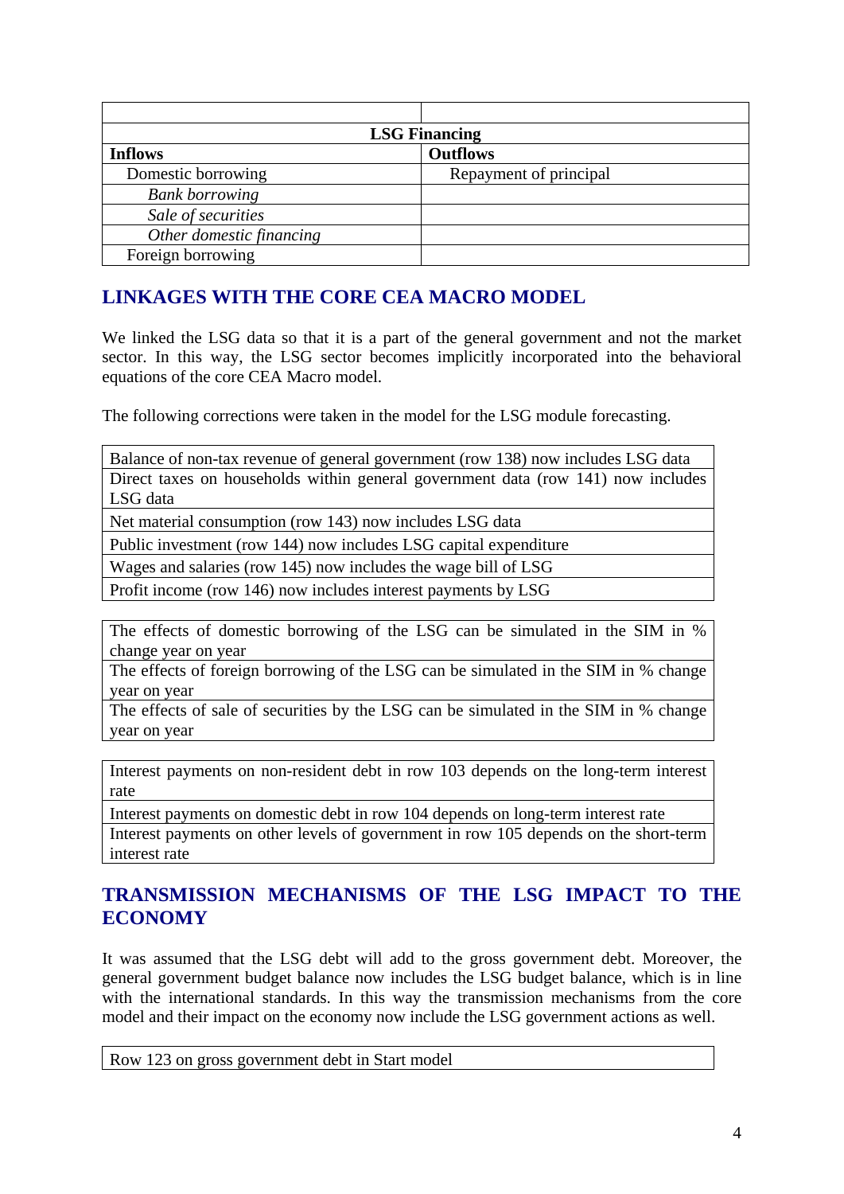| | |
|---|---|
| **LSG Financing** | |
| **Inflows** | **Outflows** |
| Domestic borrowing | Repayment of principal |
| *Bank borrowing* | |
| *Sale of securities* | |
| *Other domestic financing* | |
| Foreign borrowing | |

## LINKAGES WITH THE CORE CEA MACRO MODEL

We linked the LSG data so that it is a part of the general government and not the market sector. In this way, the LSG sector becomes implicitly incorporated into the behavioral equations of the core CEA Macro model.

The following corrections were taken in the model for the LSG module forecasting.

| |
|---|
| Balance of non-tax revenue of general government (row 138) now includes LSG data |
| Direct taxes on households within general government data (row 141) now includes LSG data |
| Net material consumption (row 143) now includes LSG data |
| Public investment (row 144) now includes LSG capital expenditure |
| Wages and salaries (row 145) now includes the wage bill of LSG |
| Profit income (row 146) now includes interest payments by LSG |

| |
|---|
| The effects of domestic borrowing of the LSG can be simulated in the SIM in % change year on year |
| The effects of foreign borrowing of the LSG can be simulated in the SIM in % change year on year |
| The effects of sale of securities by the LSG can be simulated in the SIM in % change year on year |

| |
|---|
| Interest payments on non-resident debt in row 103 depends on the long-term interest rate |
| Interest payments on domestic debt in row 104 depends on long-term interest rate |
| Interest payments on other levels of government in row 105 depends on the short-term interest rate |

## TRANSMISSION MECHANISMS OF THE LSG IMPACT TO THE ECONOMY

It was assumed that the LSG debt will add to the gross government debt. Moreover, the general government budget balance now includes the LSG budget balance, which is in line with the international standards. In this way the transmission mechanisms from the core model and their impact on the economy now include the LSG government actions as well.

| |
|---|
| Row 123 on gross government debt in Start model |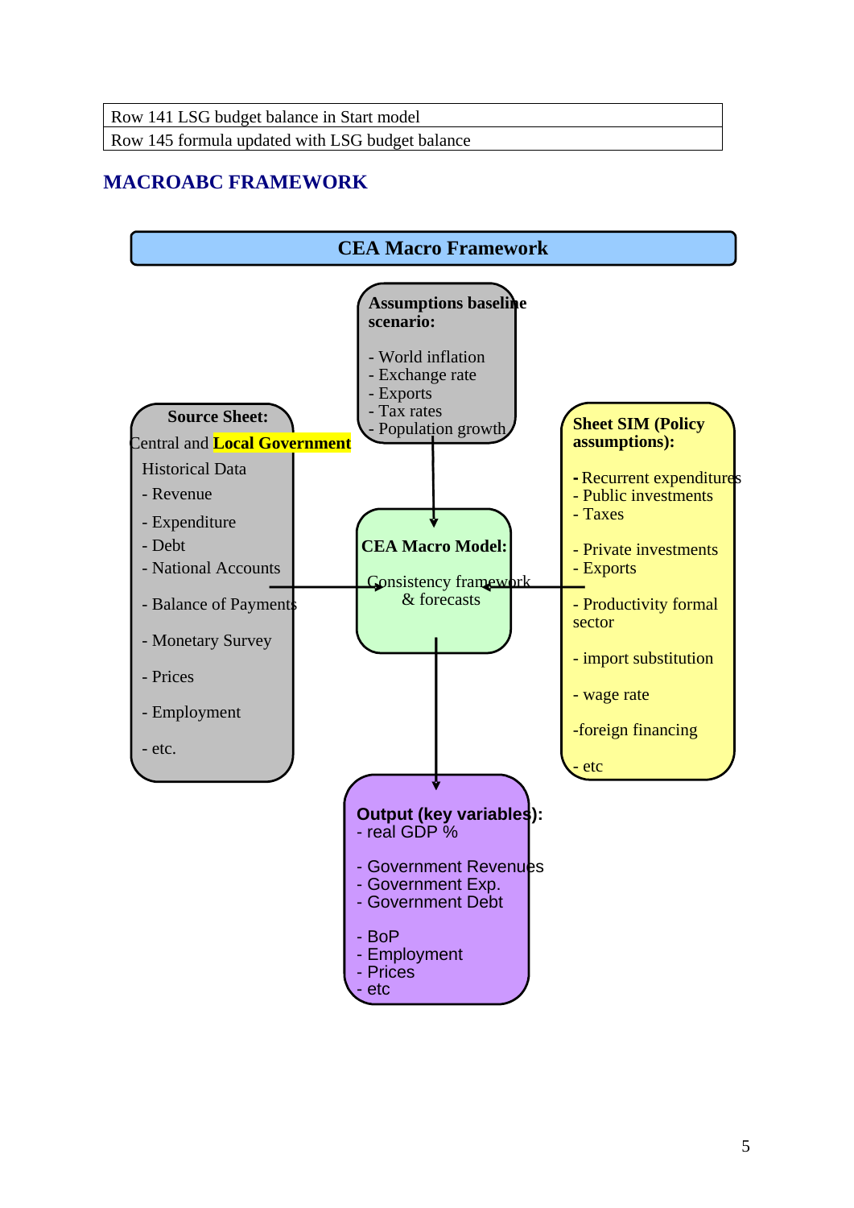| Row 141 LSG budget balance in Start model |
| --- |
| Row 145 formula updated with LSG budget balance |

## MACROABC FRAMEWORK

**CEA Macro Framework**

**Assumptions baseline scenario:**

- World inflation
- Exchange rate
- Exports
- Tax rates
- Population growth

**Source Sheet:**

Central and **Local Government**

Historical Data

- Revenue
- Expenditure
- Debt
- National Accounts
- Balance of Payments
- Monetary Survey
- Prices
- Employment
- etc.

**CEA Macro Model:**

Consistency framework & forecasts

**Sheet SIM (Policy assumptions):**

- Recurrent expenditures
- Public investments
- Taxes
- Private investments
- Exports
- Productivity formal sector
- import substitution
- wage rate
- foreign financing
- etc

**Output (key variables):**

- real GDP %
- Government Revenues
- Government Exp.
- Government Debt
- BoP
- Employment
- Prices
- etc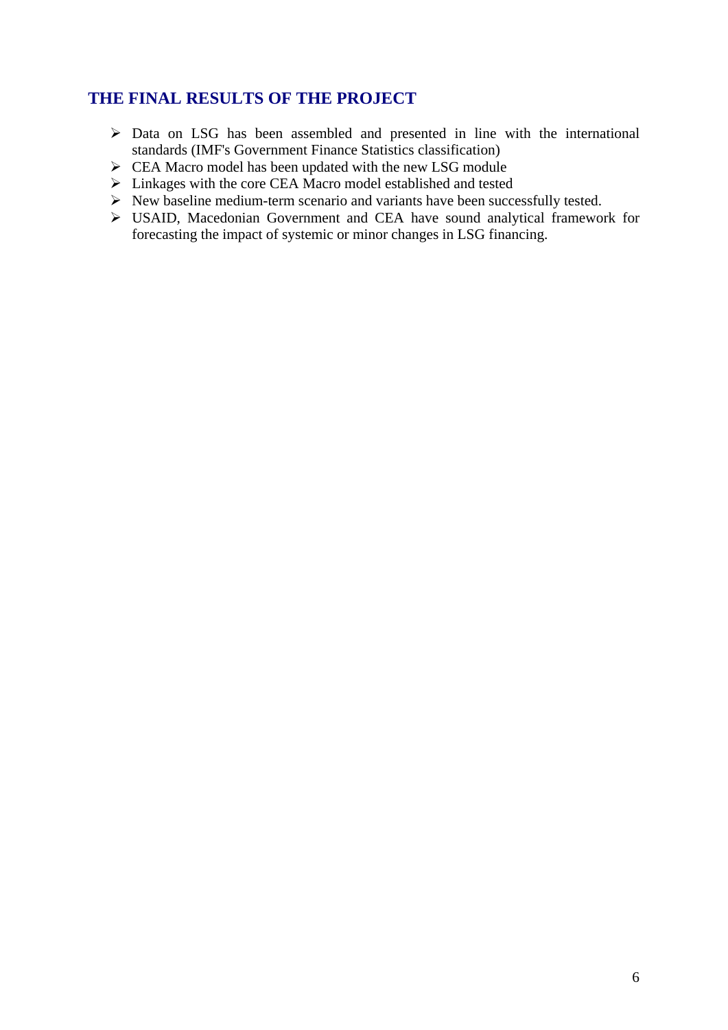## THE FINAL RESULTS OF THE PROJECT

- Data on LSG has been assembled and presented in line with the international standards (IMF's Government Finance Statistics classification)
- CEA Macro model has been updated with the new LSG module
- Linkages with the core CEA Macro model established and tested
- New baseline medium-term scenario and variants have been successfully tested.
- USAID, Macedonian Government and CEA have sound analytical framework for forecasting the impact of systemic or minor changes in LSG financing.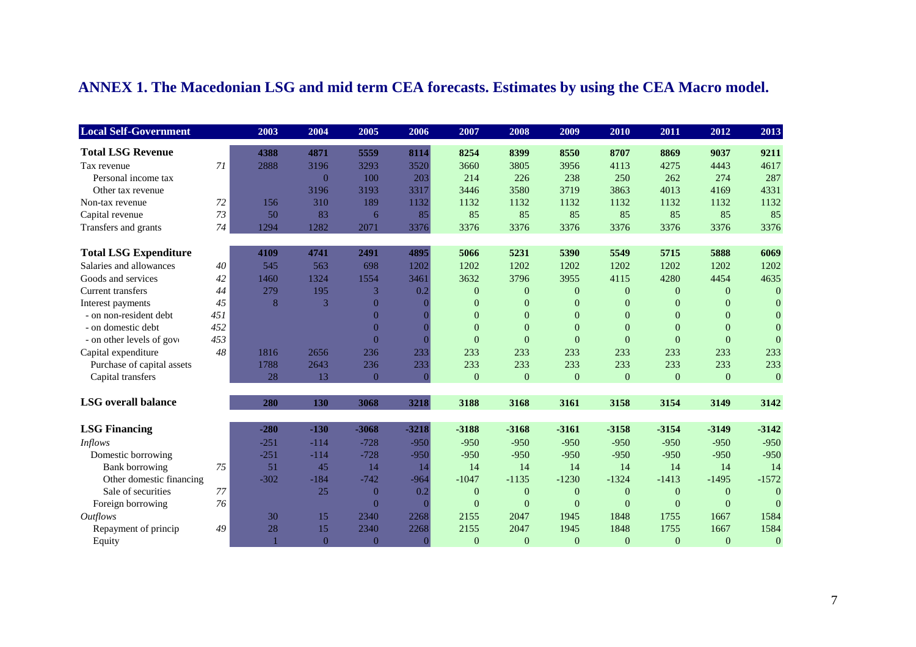## ANNEX 1. The Macedonian LSG and mid term CEA forecasts. Estimates by using the CEA Macro model.

| Local Self-Government | | 2003 | 2004 | 2005 | 2006 | 2007 | 2008 | 2009 | 2010 | 2011 | 2012 | 2013 |
|---|---|---|---|---|---|---|---|---|---|---|---|---|
| **Total LSG Revenue** | | **4388** | **4871** | **5559** | **8114** | **8254** | **8399** | **8550** | **8707** | **8869** | **9037** | **9211** |
| Tax revenue | *71* | 2888 | 3196 | 3293 | 3520 | 3660 | 3805 | 3956 | 4113 | 4275 | 4443 | 4617 |
| Personal income tax | | | 0 | 100 | 203 | 214 | 226 | 238 | 250 | 262 | 274 | 287 |
| Other tax revenue | | | 3196 | 3193 | 3317 | 3446 | 3580 | 3719 | 3863 | 4013 | 4169 | 4331 |
| Non-tax revenue | *72* | 156 | 310 | 189 | 1132 | 1132 | 1132 | 1132 | 1132 | 1132 | 1132 | 1132 |
| Capital revenue | *73* | 50 | 83 | 6 | 85 | 85 | 85 | 85 | 85 | 85 | 85 | 85 |
| Transfers and grants | *74* | 1294 | 1282 | 2071 | 3376 | 3376 | 3376 | 3376 | 3376 | 3376 | 3376 | 3376 |
| **Total LSG Expenditure** | | **4109** | **4741** | **2491** | **4895** | **5066** | **5231** | **5390** | **5549** | **5715** | **5888** | **6069** |
| Salaries and allowances | *40* | 545 | 563 | 698 | 1202 | 1202 | 1202 | 1202 | 1202 | 1202 | 1202 | 1202 |
| Goods and services | *42* | 1460 | 1324 | 1554 | 3461 | 3632 | 3796 | 3955 | 4115 | 4280 | 4454 | 4635 |
| Current transfers | *44* | 279 | 195 | 3 | 0.2 | 0 | 0 | 0 | 0 | 0 | 0 | 0 |
| Interest payments | *45* | 8 | 3 | 0 | 0 | 0 | 0 | 0 | 0 | 0 | 0 | 0 |
| - on non-resident debt | *451* | | | 0 | 0 | 0 | 0 | 0 | 0 | 0 | 0 | 0 |
| - on domestic debt | *452* | | | 0 | 0 | 0 | 0 | 0 | 0 | 0 | 0 | 0 |
| - on other levels of gov | *453* | | | 0 | 0 | 0 | 0 | 0 | 0 | 0 | 0 | 0 |
| Capital expenditure | *48* | 1816 | 2656 | 236 | 233 | 233 | 233 | 233 | 233 | 233 | 233 | 233 |
| Purchase of capital assets | | 1788 | 2643 | 236 | 233 | 233 | 233 | 233 | 233 | 233 | 233 | 233 |
| Capital transfers | | 28 | 13 | 0 | 0 | 0 | 0 | 0 | 0 | 0 | 0 | 0 |
| **LSG overall balance** | | **280** | **130** | **3068** | **3218** | **3188** | **3168** | **3161** | **3158** | **3154** | **3149** | **3142** |
| **LSG Financing** | | **-280** | **-130** | **-3068** | **-3218** | **-3188** | **-3168** | **-3161** | **-3158** | **-3154** | **-3149** | **-3142** |
| *Inflows* | | -251 | -114 | -728 | -950 | -950 | -950 | -950 | -950 | -950 | -950 | -950 |
| Domestic borrowing | | -251 | -114 | -728 | -950 | -950 | -950 | -950 | -950 | -950 | -950 | -950 |
| Bank borrowing | *75* | 51 | 45 | 14 | 14 | 14 | 14 | 14 | 14 | 14 | 14 | 14 |
| Other domestic financing | | -302 | -184 | -742 | -964 | -1047 | -1135 | -1230 | -1324 | -1413 | -1495 | -1572 |
| Sale of securities | *77* | | 25 | 0 | 0.2 | 0 | 0 | 0 | 0 | 0 | 0 | 0 |
| Foreign borrowing | *76* | | | 0 | 0 | 0 | 0 | 0 | 0 | 0 | 0 | 0 |
| *Outflows* | | 30 | 15 | 2340 | 2268 | 2155 | 2047 | 1945 | 1848 | 1755 | 1667 | 1584 |
| Repayment of princip | *49* | 28 | 15 | 2340 | 2268 | 2155 | 2047 | 1945 | 1848 | 1755 | 1667 | 1584 |
| Equity | | 1 | 0 | 0 | 0 | 0 | 0 | 0 | 0 | 0 | 0 | 0 |